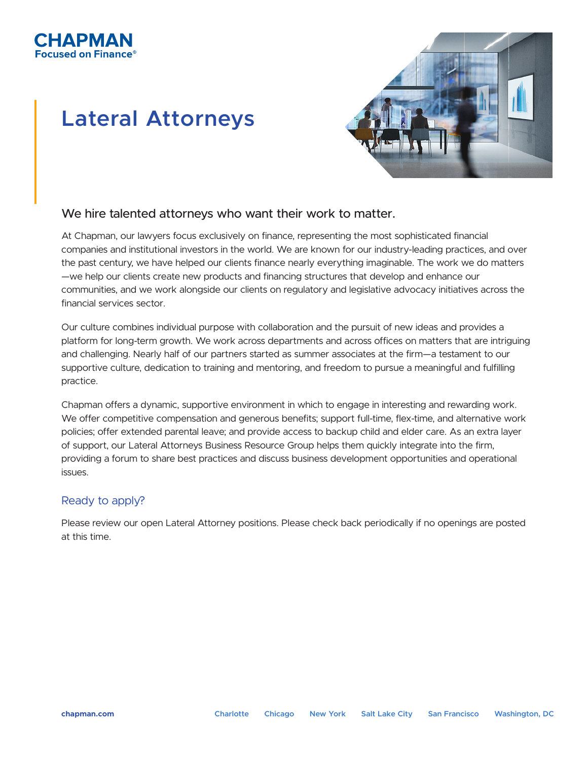CHAPMAN
Focused on Finance®

# Lateral Attorneys

## We hire talented attorneys who want their work to matter.

At Chapman, our lawyers focus exclusively on finance, representing the most sophisticated financial companies and institutional investors in the world. We are known for our industry-leading practices, and over the past century, we have helped our clients finance nearly everything imaginable. The work we do matters—we help our clients create new products and financing structures that develop and enhance our communities, and we work alongside our clients on regulatory and legislative advocacy initiatives across the financial services sector.

Our culture combines individual purpose with collaboration and the pursuit of new ideas and provides a platform for long-term growth. We work across departments and across offices on matters that are intriguing and challenging. Nearly half of our partners started as summer associates at the firm—a testament to our supportive culture, dedication to training and mentoring, and freedom to pursue a meaningful and fulfilling practice.

Chapman offers a dynamic, supportive environment in which to engage in interesting and rewarding work. We offer competitive compensation and generous benefits; support full-time, flex-time, and alternative work policies; offer extended parental leave; and provide access to backup child and elder care. As an extra layer of support, our Lateral Attorneys Business Resource Group helps them quickly integrate into the firm, providing a forum to share best practices and discuss business development opportunities and operational issues.

### Ready to apply?

Please review our open Lateral Attorney positions. Please check back periodically if no openings are posted at this time.

chapman.com | Charlotte | Chicago | New York | Salt Lake City | San Francisco | Washington, DC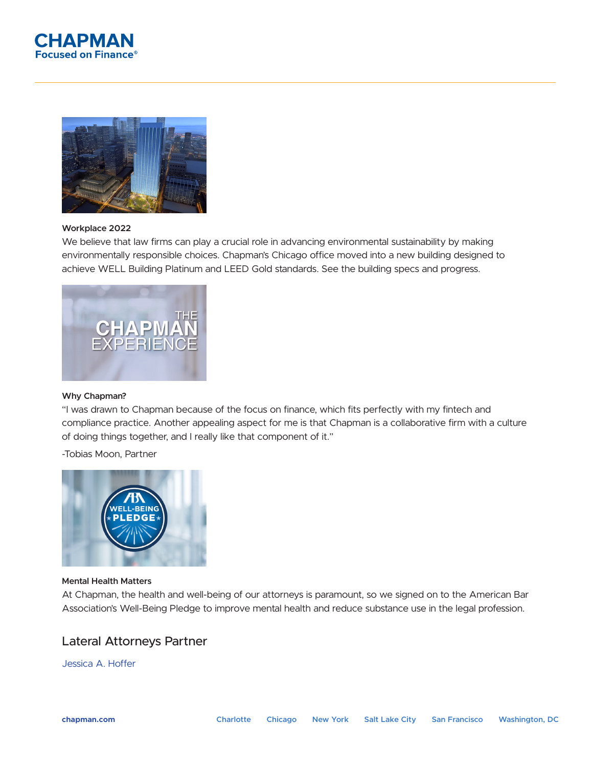**Workplace 2022**

We believe that law firms can play a crucial role in advancing environmental sustainability by making environmentally responsible choices. Chapman's Chicago office moved into a new building designed to achieve WELL Building Platinum and LEED Gold standards. See the building specs and progress.

**Why Chapman?**

"I was drawn to Chapman because of the focus on finance, which fits perfectly with my fintech and compliance practice. Another appealing aspect for me is that Chapman is a collaborative firm with a culture of doing things together, and I really like that component of it."

-Tobias Moon, Partner

**Mental Health Matters**

At Chapman, the health and well-being of our attorneys is paramount, so we signed on to the American Bar Association's Well-Being Pledge to improve mental health and reduce substance use in the legal profession.

## Lateral Attorneys Partner

Jessica A. Hoffer